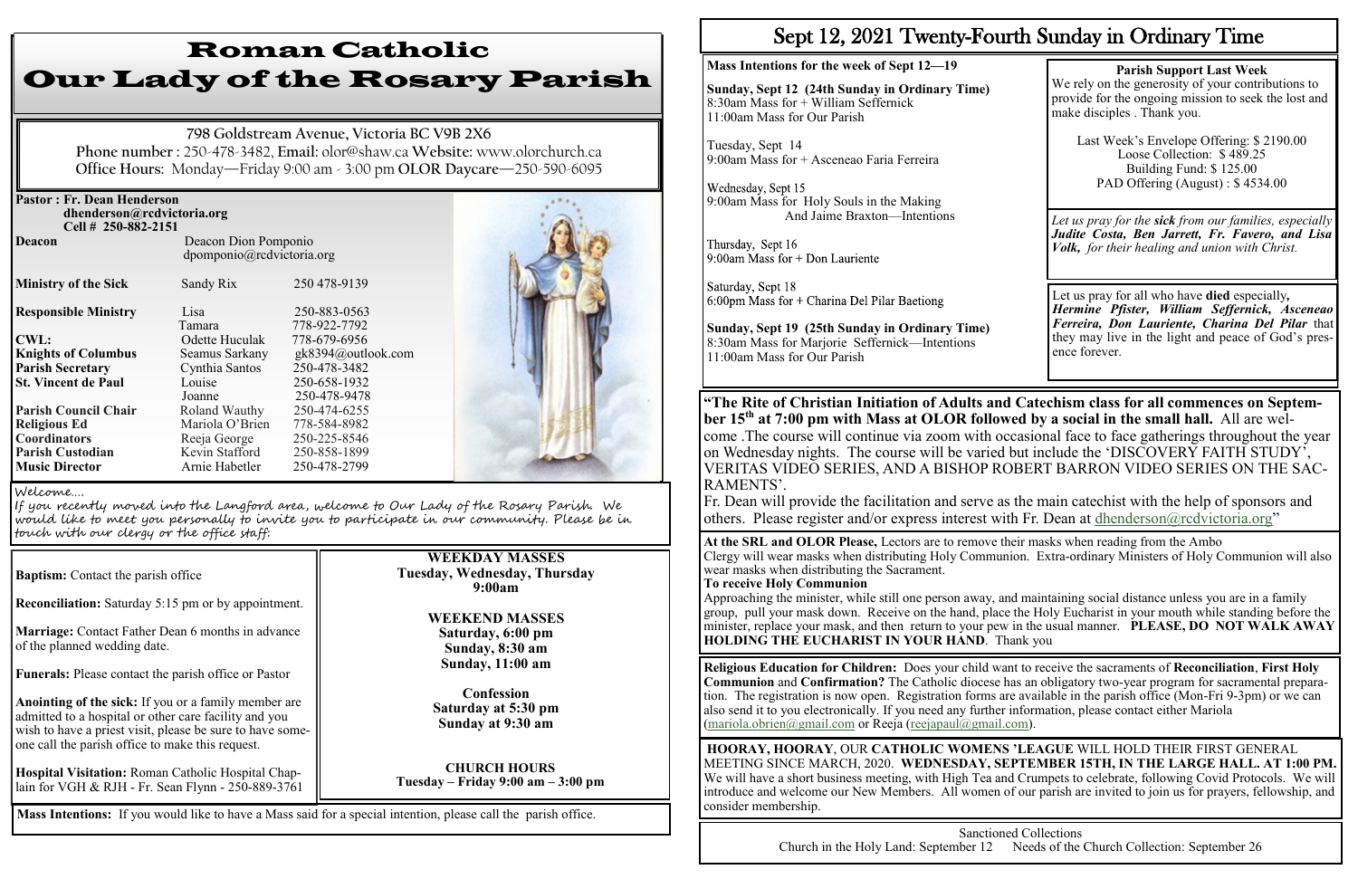# Roman Catholic
# Our Lady of the Rosary Parish

798 Goldstream Avenue, Victoria BC V9B 2X6

**Phone number** : 250-478-3482, **Email:** olor@shaw.ca **Website:** www.olorchurch.ca

**Office Hours:** Monday—Friday 9:00 am - 3:00 pm **OLOR Daycare**—250-590-6095

**Pastor : Fr. Dean Henderson**
**dhenderson@rcdvictoria.org**
**Cell # 250-882-2151**

| | | |
|---|---|---|
| **Deacon** | Deacon Dion Pomponio dpomponio@rcdvictoria.org | |
| **Ministry of the Sick** | Sandy Rix | 250 478-9139 |
| **Responsible Ministry** | Lisa | 250-883-0563 |
| | Tamara | 778-922-7792 |
| **CWL:** | Odette Huculak | 778-679-6956 |
| **Knights of Columbus** | Seamus Sarkany | gk8394@outlook.com |
| **Parish Secretary** | Cynthia Santos | 250-478-3482 |
| **St. Vincent de Paul** | Louise | 250-658-1932 |
| | Joanne | 250-478-9478 |
| **Parish Council Chair** | Roland Wauthy | 250-474-6255 |
| **Religious Ed** | Mariola O'Brien | 778-584-8982 |
| **Coordinators** | Reeja George | 250-225-8546 |
| **Parish Custodian** | Kevin Stafford | 250-858-1899 |
| **Music Director** | Arnie Habetler | 250-478-2799 |

Welcome....
If you recently moved into the Langford area, welcome to Our Lady of the Rosary Parish. We would like to meet you personally to invite you to participate in our community. Please be in touch with our clergy or the office staff.

**Baptism:** Contact the parish office

**Reconciliation:** Saturday 5:15 pm or by appointment.

**Marriage:** Contact Father Dean 6 months in advance of the planned wedding date.

**Funerals:** Please contact the parish office or Pastor

**Anointing of the sick:** If you or a family member are admitted to a hospital or other care facility and you wish to have a priest visit, please be sure to have someone call the parish office to make this request.

**Hospital Visitation:** Roman Catholic Hospital Chaplain for VGH & RJH - Fr. Sean Flynn - 250-889-3761

**WEEKDAY MASSES**
**Tuesday, Wednesday, Thursday**
**9:00am**

**WEEKEND MASSES**
**Saturday, 6:00 pm**
**Sunday, 8:30 am**
**Sunday, 11:00 am**

**Confession**
**Saturday at 5:30 pm**
**Sunday at 9:30 am**

**CHURCH HOURS**
**Tuesday – Friday 9:00 am – 3:00 pm**

**Mass Intentions:** If you would like to have a Mass said for a special intention, please call the parish office.

## Sept 12, 2021 Twenty-Fourth Sunday in Ordinary Time

**Mass Intentions for the week of Sept 12—19**

**Sunday, Sept 12 (24th Sunday in Ordinary Time)**
8:30am Mass for + William Seffernick
11:00am Mass for Our Parish

Tuesday, Sept 14
9:00am Mass for + Asceneao Faria Ferreira

Wednesday, Sept 15
9:00am Mass for Holy Souls in the Making
And Jaime Braxton—Intentions

Thursday, Sept 16
9:00am Mass for + Don Lauriente

Saturday, Sept 18
6:00pm Mass for + Charina Del Pilar Baetiong

**Sunday, Sept 19 (25th Sunday in Ordinary Time)**
8:30am Mass for Marjorie Seffernick—Intentions
11:00am Mass for Our Parish

**Parish Support Last Week**
We rely on the generosity of your contributions to provide for the ongoing mission to seek the lost and make disciples . Thank you.

Last Week's Envelope Offering: $ 2190.00
Loose Collection: $ 489.25
Building Fund: $ 125.00
PAD Offering (August) : $ 4534.00

*Let us pray for the* ***sick*** *from our families, especially* ***Judite Costa, Ben Jarrett, Fr. Favero, and Lisa Volk,*** *for their healing and union with Christ.*

Let us pray for all who have **died** especially***, Hermine Pfister, William Seffernick, Asceneao Ferreira, Don Lauriente, Charina Del Pilar*** that they may live in the light and peace of God's presence forever.

**"The Rite of Christian Initiation of Adults and Catechism class for all commences on September 15th at 7:00 pm with Mass at OLOR followed by a social in the small hall.** All are welcome .The course will continue via zoom with occasional face to face gatherings throughout the year on Wednesday nights. The course will be varied but include the 'DISCOVERY FAITH STUDY', VERITAS VIDEO SERIES, AND A BISHOP ROBERT BARRON VIDEO SERIES ON THE SACRAMENTS'.

Fr. Dean will provide the facilitation and serve as the main catechist with the help of sponsors and others. Please register and/or express interest with Fr. Dean at dhenderson@rcdvictoria.org"

**At the SRL and OLOR Please,** Lectors are to remove their masks when reading from the Ambo
Clergy will wear masks when distributing Holy Communion. Extra-ordinary Ministers of Holy Communion will also wear masks when distributing the Sacrament.

**To receive Holy Communion**
Approaching the minister, while still one person away, and maintaining social distance unless you are in a family group, pull your mask down. Receive on the hand, place the Holy Eucharist in your mouth while standing before the minister, replace your mask, and then return to your pew in the usual manner. **PLEASE, DO NOT WALK AWAY HOLDING THE EUCHARIST IN YOUR HAND**. Thank you

**Religious Education for Children:** Does your child want to receive the sacraments of **Reconciliation**, **First Holy Communion** and **Confirmation?** The Catholic diocese has an obligatory two-year program for sacramental preparation. The registration is now open. Registration forms are available in the parish office (Mon-Fri 9-3pm) or we can also send it to you electronically. If you need any further information, please contact either Mariola (mariola.obrien@gmail.com or Reeja (reejapaul@gmail.com).

**HOORAY, HOORAY**, OUR **CATHOLIC WOMENS 'LEAGUE** WILL HOLD THEIR FIRST GENERAL MEETING SINCE MARCH, 2020. **WEDNESDAY, SEPTEMBER 15TH, IN THE LARGE HALL. AT 1:00 PM.** We will have a short business meeting, with High Tea and Crumpets to celebrate, following Covid Protocols. We will introduce and welcome our New Members. All women of our parish are invited to join us for prayers, fellowship, and consider membership.

Sanctioned Collections
Church in the Holy Land: September 12 Needs of the Church Collection: September 26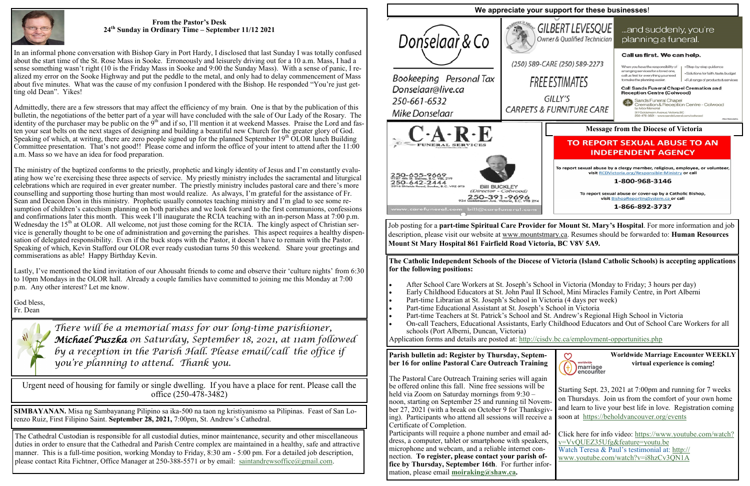### From the Pastor's Desk
### 24th Sunday in Ordinary Time – September 11/12 2021

In an informal phone conversation with Bishop Gary in Port Hardy, I disclosed that last Sunday I was totally confused about the start time of the St. Rose Mass in Sooke. Erroneously and leisurely driving out for a 10 a.m. Mass, I had a sense something wasn't right (10 is the Friday Mass in Sooke and 9:00 the Sunday Mass). With a sense of panic, I realized my error on the Sooke Highway and put the peddle to the metal, and only had to delay commencement of Mass about five minutes. What was the cause of my confusion I pondered with the Bishop. He responded "You're just getting old Dean". Yikes!

Admittedly, there are a few stressors that may affect the efficiency of my brain. One is that by the publication of this bulletin, the negotiations of the better part of a year will have concluded with the sale of Our Lady of the Rosary. The identity of the purchaser may be public on the 9th and if so, I'll mention it at weekend Masses. Praise the Lord and fasten your seat belts on the next stages of designing and building a beautiful new Church for the greater glory of God. Speaking of which, at writing, there are zero people signed up for the planned September 19th OLOR lunch Building Committee presentation. That's not good!! Please come and inform the office of your intent to attend after the 11:00 a.m. Mass so we have an idea for food preparation.

The ministry of the baptized conforms to the priestly, prophetic and kingly identity of Jesus and I'm constantly evaluating how we're exercising these three aspects of service. My priestly ministry includes the sacramental and liturgical celebrations which are required in ever greater number. The priestly ministry includes pastoral care and there's more counselling and supporting those hurting than most would realize. As always, I'm grateful for the assistance of Fr. Sean and Deacon Dion in this ministry. Prophetic usually connotes teaching ministry and I'm glad to see some resumption of children's catechism planning on both parishes and we look forward to the first communions, confessions and confirmations later this month. This week I'll inaugurate the RCIA teaching with an in-person Mass at 7:00 p.m. Wednesday the 15th at OLOR. All welcome, not just those coming for the RCIA. The kingly aspect of Christian service is generally thought to be one of administration and governing the parishes. This aspect requires a healthy dispensation of delegated responsibility. Even if the buck stops with the Pastor, it doesn't have to remain with the Pastor. Speaking of which, Kevin Stafford our OLOR ever ready custodian turns 50 this weekend. Share your greetings and commiserations as able! Happy Birthday Kevin.

Lastly, I've mentioned the kind invitation of our Ahousaht friends to come and observe their 'culture nights' from 6:30 to 10pm Mondays in the OLOR hall. Already a couple families have committed to joining me this Monday at 7:00 p.m. Any other interest? Let me know.

God bless,
Fr. Dean

*There will be a memorial mass for our long-time parishioner, **Michael Puszka** on Saturday, September 18, 2021, at 11am followed by a reception in the Parish Hall. Please email/call the office if you're planning to attend. Thank you.*

Urgent need of housing for family or single dwelling. If you have a place for rent. Please call the office (250-478-3482)

**SIMBAYANAN.** Misa ng Sambayanang Pilipino sa ika-500 na taon ng kristiyanismo sa Pilipinas. Feast of San Lorenzo Ruiz, First Filipino Saint. **September 28, 2021,** 7:00pm, St. Andrew's Cathedral.

The Cathedral Custodian is responsible for all custodial duties, minor maintenance, security and other miscellaneous duties in order to ensure that the Cathedral and Parish Centre complex are maintained in a healthy, safe and attractive manner. This is a full-time position, working Monday to Friday, 8:30 am - 5:00 pm. For a detailed job description, please contact Rita Fichtner, Office Manager at 250-388-5571 or by email: saintandrewsoffice@gmail.com.

## We appreciate your support for these businesses!

Donselaar & Co
Bookeeping Personal Tax
Donselaar@live.ca
250-661-6532
Mike Donselaar

GILBERT LEVESQUE
Owner & Qualified Technician
(250) 589-CARE (250) 589-2273
FREE ESTIMATES
GILLY'S CARPETS & FURNITURE CARE

...and suddenly, you're planning a funeral.
Call us first. We can help.
When you have the responsibility of arranging services for a loved one, call us first for everything you need to make the planning easier.
- Step-by-step guidance
- Solutions for faith, taste, budget
- Full range of products & services

Call Sands Funeral Chapel Cremation and Reception Centre (Colwood)
Sands Funeral Chapel Cremation & Reception Centre - Colwood
by Arbor Memorial
317 Goldstream Avenue, Victoria, BC
250-478-3821 · www.sandsfuneral.com/colwood

C·A·R·E FUNERAL SERVICES
250-655-9669
9787 4th St. Sidney, B.C. V8L 2Y9
250-642-2444
2016 Shields Road, Sooke, B.C. V9Z 0T5
Bill BUCKLEY
(Director - Colwood)
250-391-9696
934 Goldstream Ave. Victoria, B.C. V9B 2Y4
www.carefuneral.com bill@carefuneral.com

### Message from the Diocese of Victoria

**TO REPORT SEXUAL ABUSE TO AN INDEPENDENT AGENCY**

To report sexual abuse by a clergy member, religious, employee, or volunteer, visit RCDVictoria.org/Responsible-Ministry or call
**1-800-968-3146**

To report sexual abuse or cover-up by a Catholic Bishop, visit BishopReportingSystem.ca or call
**1-866-892-3737**

Job posting for a **part-time Spiritual Care Provider for Mount St. Mary's Hospital**. For more information and job description, please visit our website at www.mountstmary.ca. Resumes should be forwarded to: **Human Resources Mount St Mary Hospital 861 Fairfield Road Victoria, BC V8V 5A9.**

**The Catholic Independent Schools of the Diocese of Victoria (Island Catholic Schools) is accepting applications for the following positions:**

- After School Care Workers at St. Joseph's School in Victoria (Monday to Friday; 3 hours per day)
- Early Childhood Educators at St. John Paul II School, Mini Miracles Family Centre, in Port Alberni
- Part-time Librarian at St. Joseph's School in Victoria (4 days per week)
- Part-time Educational Assistant at St. Joseph's School in Victoria
- Part-time Teachers at St. Patrick's School and St. Andrew's Regional High School in Victoria
- On-call Teachers, Educational Assistants, Early Childhood Educators and Out of School Care Workers for all schools (Port Alberni, Duncan, Victoria)

Application forms and details are posted at: http://cisdv.bc.ca/employment-opportunities.php

**Parish bulletin ad: Register by Thursday, September 16 for online Pastoral Care Outreach Training**

The Pastoral Care Outreach Training series will again be offered online this fall. Nine free sessions will be held via Zoom on Saturday mornings from 9:30 – noon, starting on September 25 and running til November 27, 2021 (with a break on October 9 for Thanksgiving). Participants who attend all sessions will receive a Certificate of Completion.

Participants will require a phone number and email address, a computer, tablet or smartphone with speakers, microphone and webcam, and a reliable internet connection. **To register, please contact your parish office by Thursday, September 16th**. For further information, please email **moiraking@shaw.ca.**

**Worldwide Marriage Encounter WEEKLY virtual experience is coming!**

Starting Sept. 23, 2021 at 7:00pm and running for 7 weeks on Thursdays. Join us from the comfort of your own home and learn to live your best life in love. Registration coming soon at https://beholdvancouver.org/events

Click here for info video: https://www.youtube.com/watch?v=VvQUEZ35Ufg&feature=youtu.be
Watch Teresa & Paul's testimonial at: http://www.youtube.com/watch?v=i8hzCv3QN1A